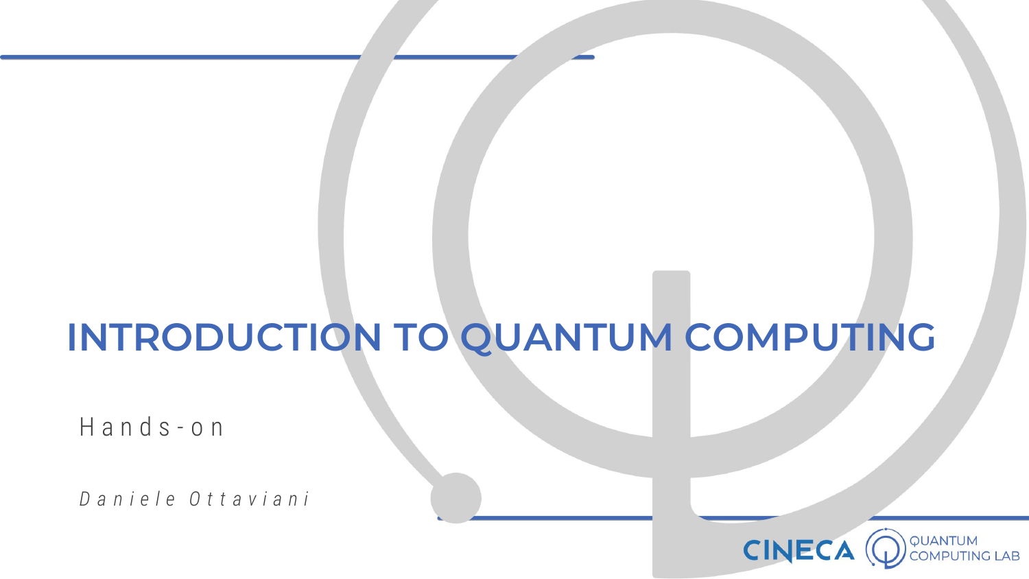# INTRODUCTION TO QUANTUM COMPUTING

Hands-on

*Daniele Ottaviani*

CINECA QUANTUM COMPUTING LAB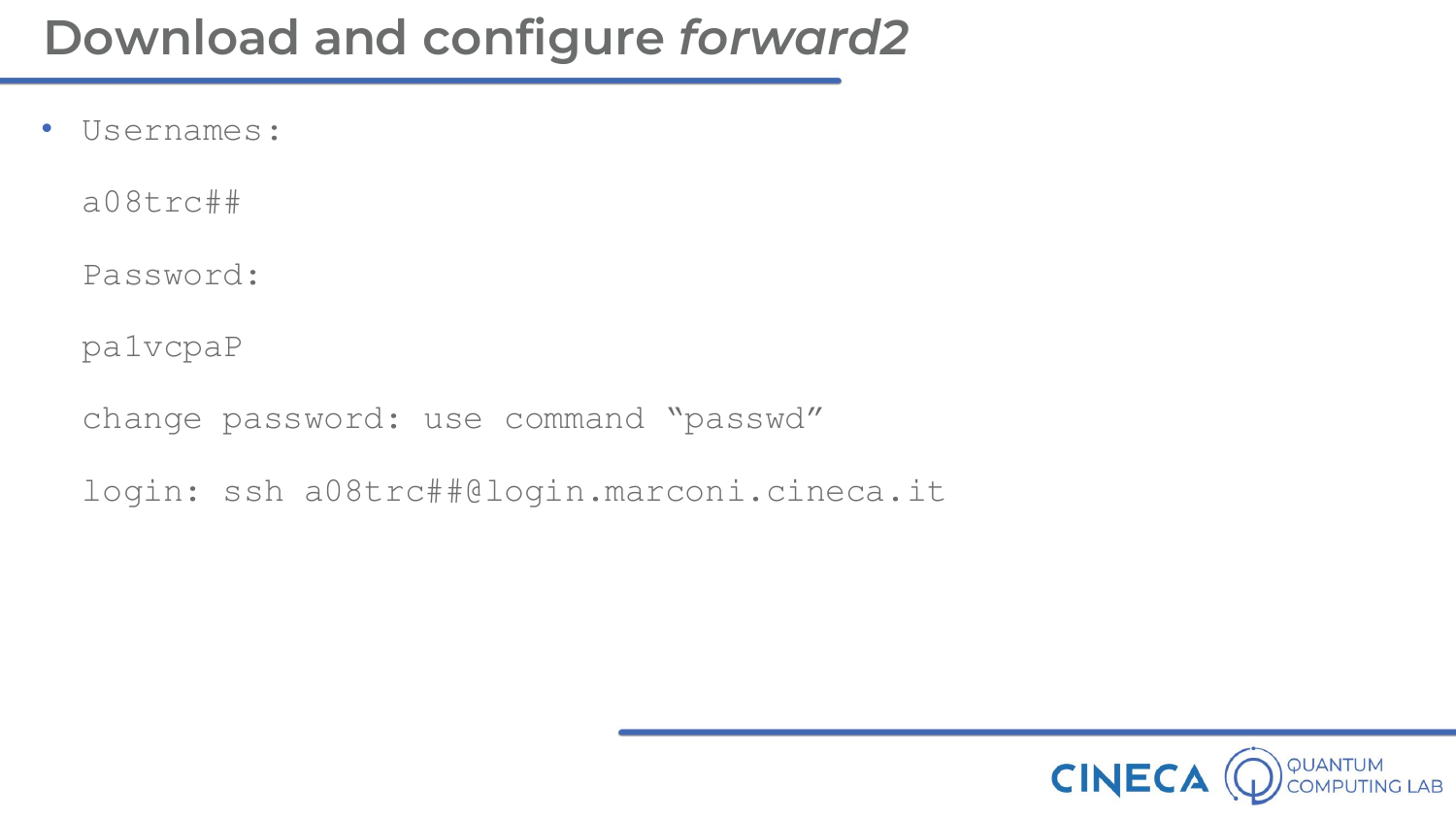# Download and configure *forward2*

- Usernames:

  a08trc##

  Password:

  pa1vcpaP

  change password: use command "passwd"

  login: ssh a08trc##@login.marconi.cineca.it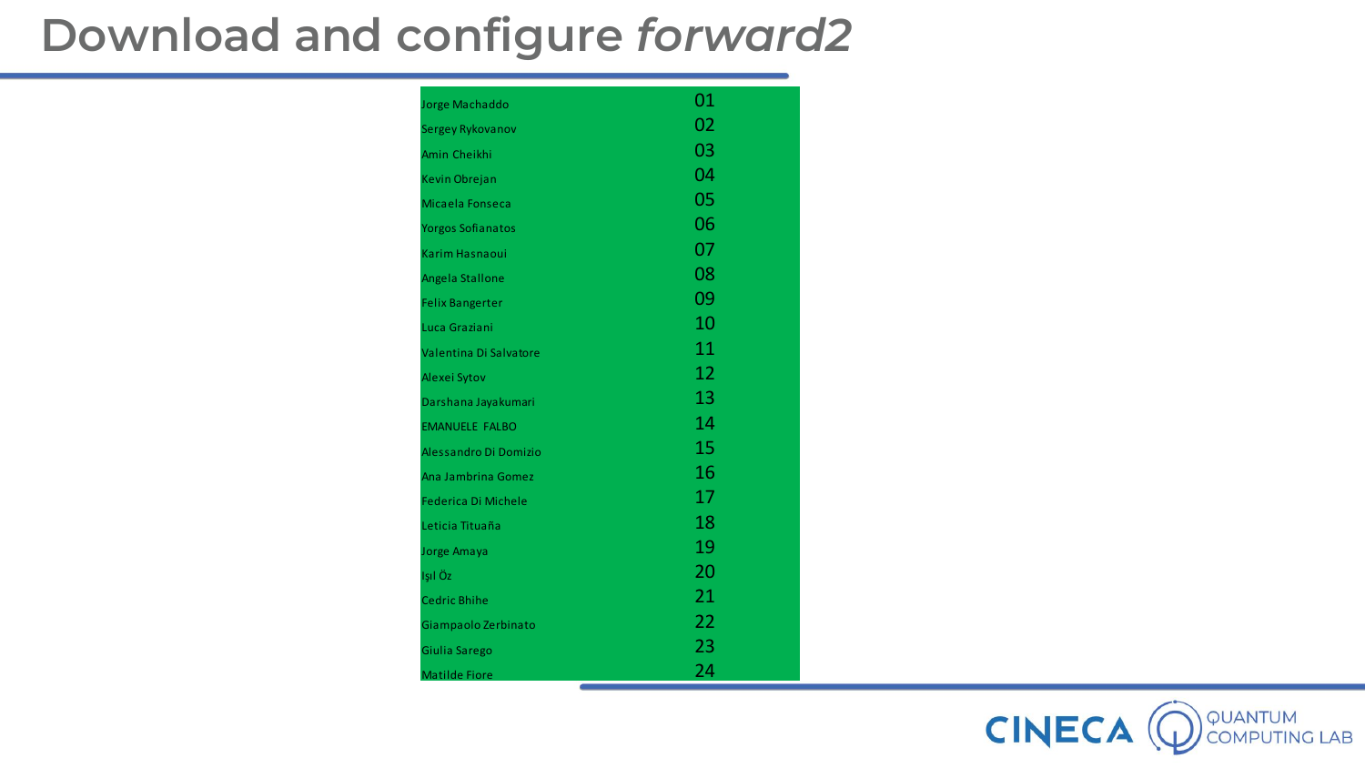# Download and configure *forward2*

| | |
|---|---|
| Jorge Machaddo | 01 |
| Sergey Rykovanov | 02 |
| Amin Cheikhi | 03 |
| Kevin Obrejan | 04 |
| Micaela Fonseca | 05 |
| Yorgos Sofianatos | 06 |
| Karim Hasnaoui | 07 |
| Angela Stallone | 08 |
| Felix Bangerter | 09 |
| Luca Graziani | 10 |
| Valentina Di Salvatore | 11 |
| Alexei Sytov | 12 |
| Darshana Jayakumari | 13 |
| EMANUELE FALBO | 14 |
| Alessandro Di Domizio | 15 |
| Ana Jambrina Gomez | 16 |
| Federica Di Michele | 17 |
| Leticia Tituaña | 18 |
| Jorge Amaya | 19 |
| Işıl Öz | 20 |
| Cedric Bhihe | 21 |
| Giampaolo Zerbinato | 22 |
| Giulia Sarego | 23 |
| Matilde Fiore | 24 |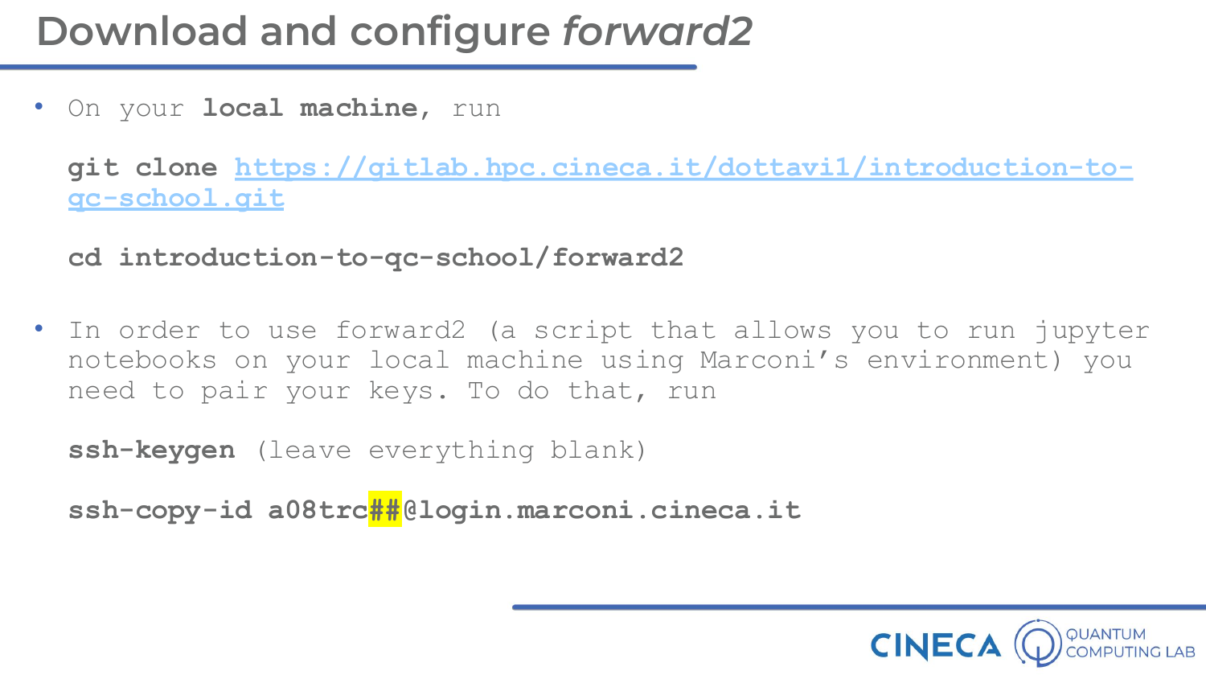# Download and configure *forward2*

- On your **local machine**, run

  **git clone [https://gitlab.hpc.cineca.it/dottavi1/introduction-to-qc-school.git](https://gitlab.hpc.cineca.it/dottavi1/introduction-to-qc-school.git)**

  **cd introduction-to-qc-school/forward2**

- In order to use forward2 (a script that allows you to run jupyter notebooks on your local machine using Marconi's environment) you need to pair your keys. To do that, run

  **ssh-keygen** (leave everything blank)

  **ssh-copy-id a08trc##@login.marconi.cineca.it**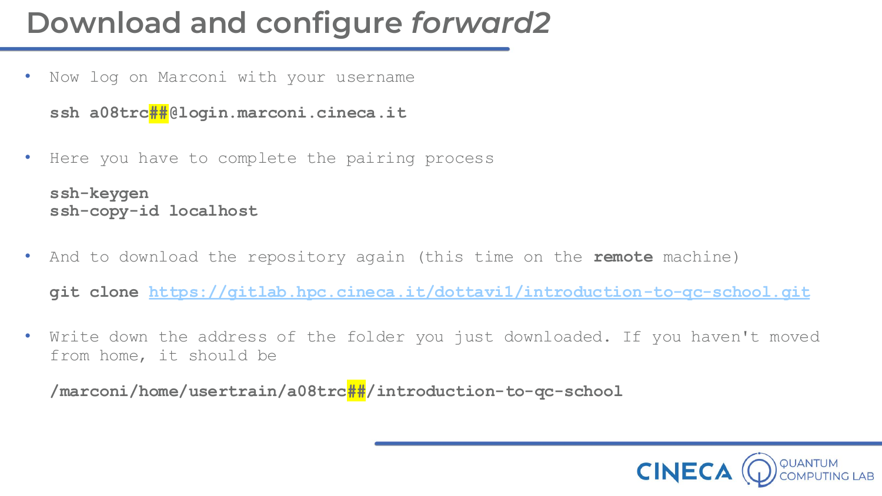# Download and configure *forward2*

- Now log on Marconi with your username

```
ssh a08trc##@login.marconi.cineca.it
```

- Here you have to complete the pairing process

```
ssh-keygen
ssh-copy-id localhost
```

- And to download the repository again (this time on the **remote** machine)

```
git clone https://gitlab.hpc.cineca.it/dottavi1/introduction-to-qc-school.git
```

- Write down the address of the folder you just downloaded. If you haven't moved from home, it should be

```
/marconi/home/usertrain/a08trc##/introduction-to-qc-school
```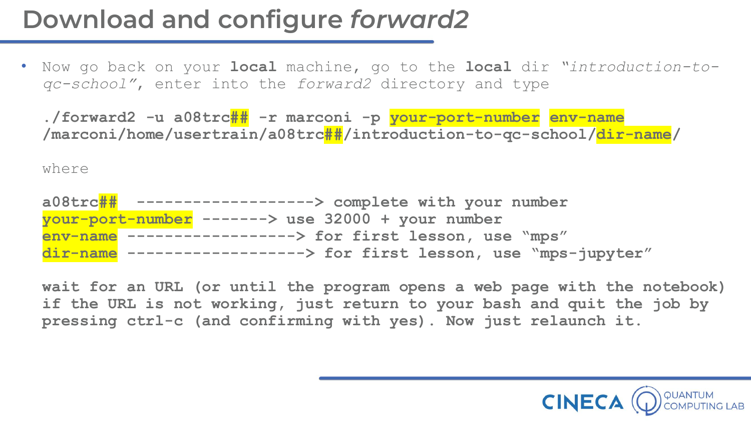# Download and configure *forward2*

- Now go back on your **local** machine, go to the **local** dir *"introduction-to-qc-school"*, enter into the *forward2* directory and type

```
./forward2 -u a08trc## -r marconi -p your-port-number env-name
/marconi/home/usertrain/a08trc##/introduction-to-qc-school/dir-name/
```

where

```
a08trc##  -------------------> complete with your number
your-port-number -------> use 32000 + your number
env-name ------------------> for first lesson, use "mps"
dir-name -------------------> for first lesson, use "mps-jupyter"
```

**wait for an URL (or until the program opens a web page with the notebook) if the URL is not working, just return to your bash and quit the job by pressing ctrl-c (and confirming with yes). Now just relaunch it.**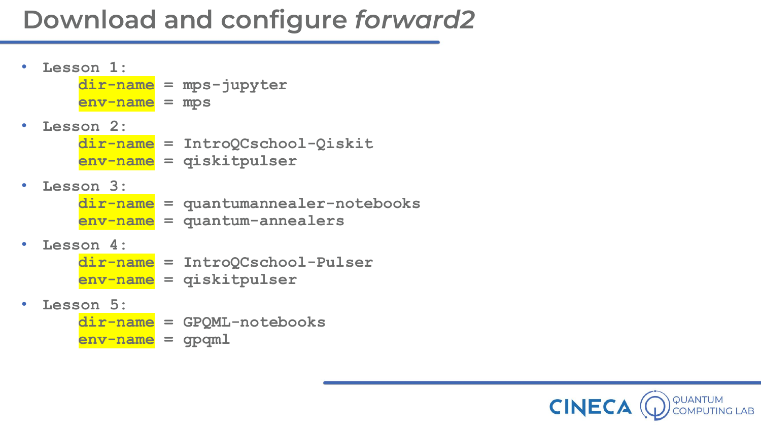# Download and configure *forward2*

- Lesson 1:
  ```
  dir-name = mps-jupyter
  env-name = mps
  ```
- Lesson 2:
  ```
  dir-name = IntroQCschool-Qiskit
  env-name = qiskitpulser
  ```
- Lesson 3:
  ```
  dir-name = quantumannealer-notebooks
  env-name = quantum-annealers
  ```
- Lesson 4:
  ```
  dir-name = IntroQCschool-Pulser
  env-name = qiskitpulser
  ```
- Lesson 5:
  ```
  dir-name = GPQML-notebooks
  env-name = gpqml
  ```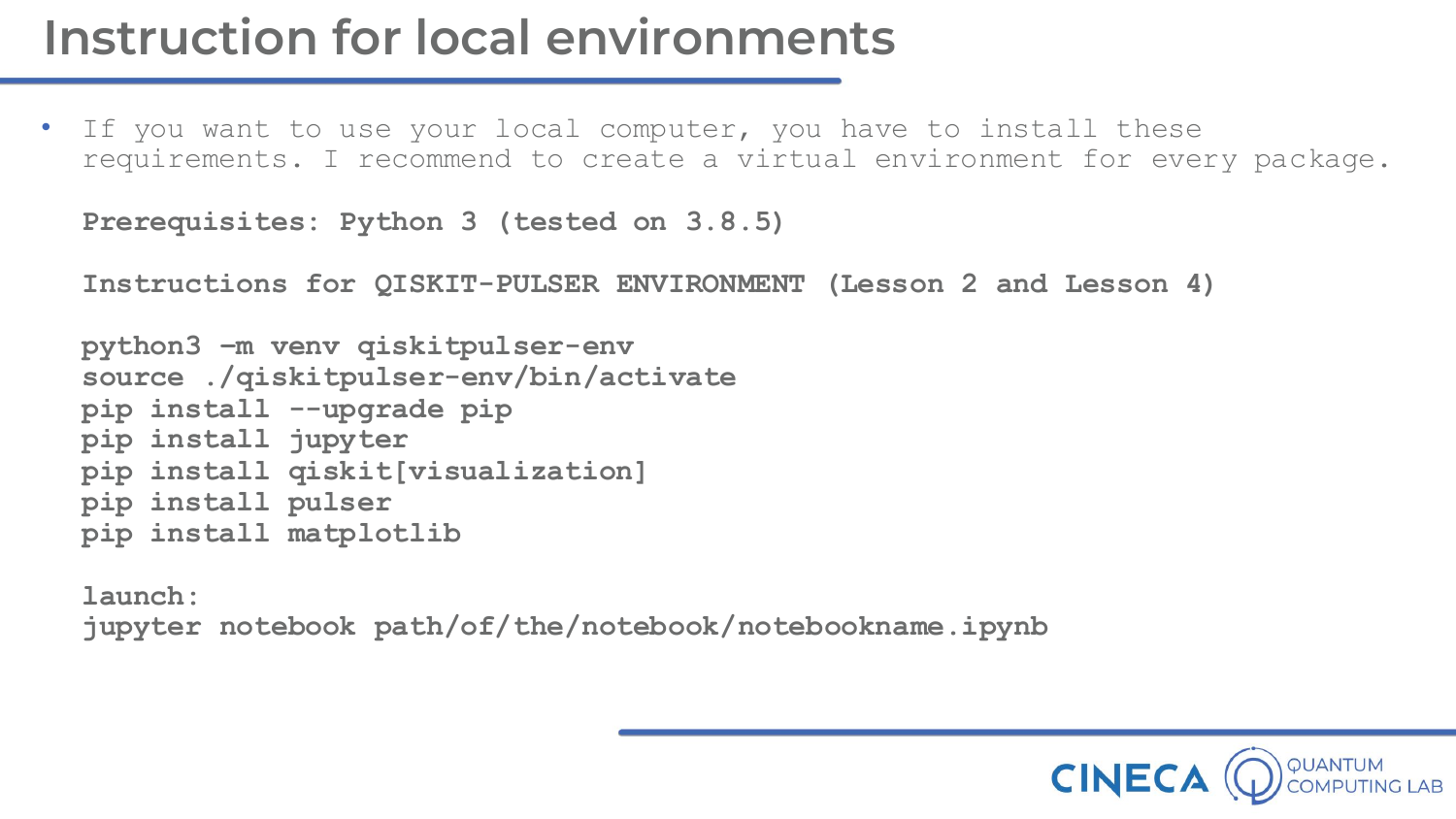# Instruction for local environments

- If you want to use your local computer, you have to install these requirements. I recommend to create a virtual environment for every package.

  **Prerequisites: Python 3 (tested on 3.8.5)**

  **Instructions for QISKIT-PULSER ENVIRONMENT (Lesson 2 and Lesson 4)**

```
python3 -m venv qiskitpulser-env
source ./qiskitpulser-env/bin/activate
pip install --upgrade pip
pip install jupyter
pip install qiskit[visualization]
pip install pulser
pip install matplotlib
```

  **launch:**

```
jupyter notebook path/of/the/notebook/notebookname.ipynb
```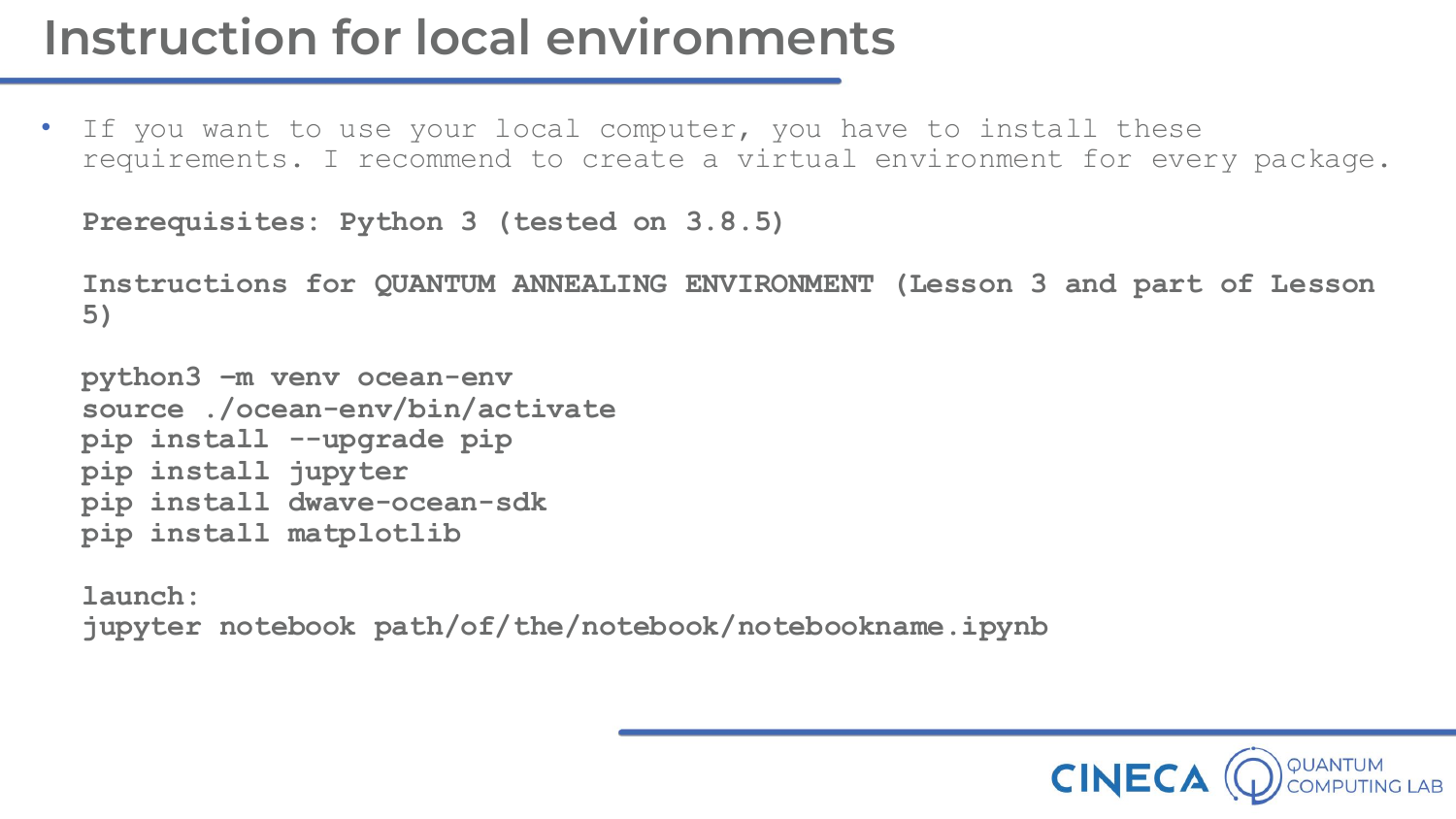# Instruction for local environments

- If you want to use your local computer, you have to install these requirements. I recommend to create a virtual environment for every package.

  **Prerequisites: Python 3 (tested on 3.8.5)**

  **Instructions for QUANTUM ANNEALING ENVIRONMENT (Lesson 3 and part of Lesson 5)**

```
python3 -m venv ocean-env
source ./ocean-env/bin/activate
pip install --upgrade pip
pip install jupyter
pip install dwave-ocean-sdk
pip install matplotlib
```

  **launch:**

```
jupyter notebook path/of/the/notebook/notebookname.ipynb
```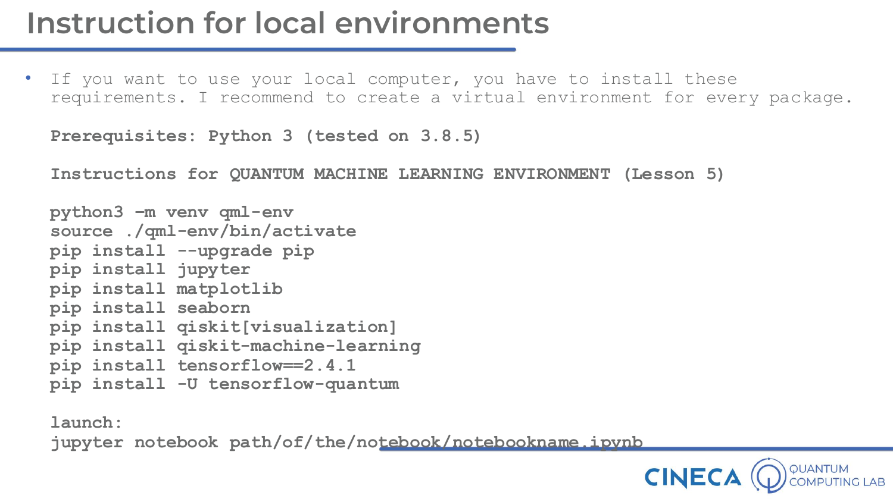# Instruction for local environments

- If you want to use your local computer, you have to install these requirements. I recommend to create a virtual environment for every package.

  **Prerequisites: Python 3 (tested on 3.8.5)**

  **Instructions for QUANTUM MACHINE LEARNING ENVIRONMENT (Lesson 5)**

```
python3 -m venv qml-env
source ./qml-env/bin/activate
pip install --upgrade pip
pip install jupyter
pip install matplotlib
pip install seaborn
pip install qiskit[visualization]
pip install qiskit-machine-learning
pip install tensorflow==2.4.1
pip install -U tensorflow-quantum
```

  **launch:**

```
jupyter notebook path/of/the/notebook/notebookname.ipynb
```